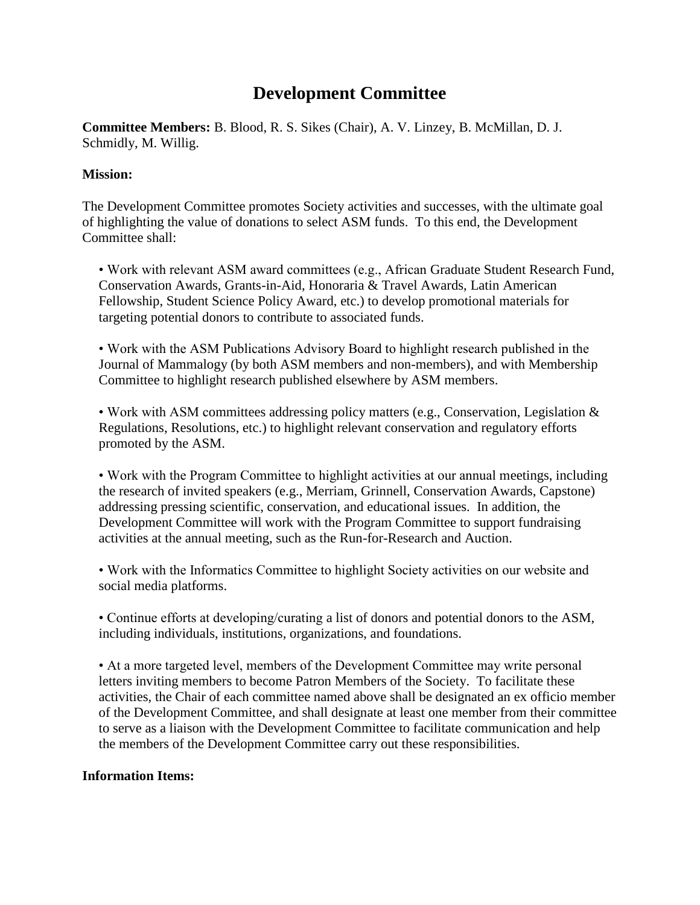# Development Committee

**Committee Members:** B. Blood, R. S. Sikes (Chair), A. V. Linzey, B. McMillan, D. J. Schmidly, M. Willig.

**Mission:**

The Development Committee promotes Society activities and successes, with the ultimate goal of highlighting the value of donations to select ASM funds. To this end, the Development Committee shall:

- Work with relevant ASM award committees (e.g., African Graduate Student Research Fund, Conservation Awards, Grants-in-Aid, Honoraria & Travel Awards, Latin American Fellowship, Student Science Policy Award, etc.) to develop promotional materials for targeting potential donors to contribute to associated funds.

- Work with the ASM Publications Advisory Board to highlight research published in the Journal of Mammalogy (by both ASM members and non-members), and with Membership Committee to highlight research published elsewhere by ASM members.

- Work with ASM committees addressing policy matters (e.g., Conservation, Legislation & Regulations, Resolutions, etc.) to highlight relevant conservation and regulatory efforts promoted by the ASM.

- Work with the Program Committee to highlight activities at our annual meetings, including the research of invited speakers (e.g., Merriam, Grinnell, Conservation Awards, Capstone) addressing pressing scientific, conservation, and educational issues. In addition, the Development Committee will work with the Program Committee to support fundraising activities at the annual meeting, such as the Run-for-Research and Auction.

- Work with the Informatics Committee to highlight Society activities on our website and social media platforms.

- Continue efforts at developing/curating a list of donors and potential donors to the ASM, including individuals, institutions, organizations, and foundations.

- At a more targeted level, members of the Development Committee may write personal letters inviting members to become Patron Members of the Society. To facilitate these activities, the Chair of each committee named above shall be designated an ex officio member of the Development Committee, and shall designate at least one member from their committee to serve as a liaison with the Development Committee to facilitate communication and help the members of the Development Committee carry out these responsibilities.

**Information Items:**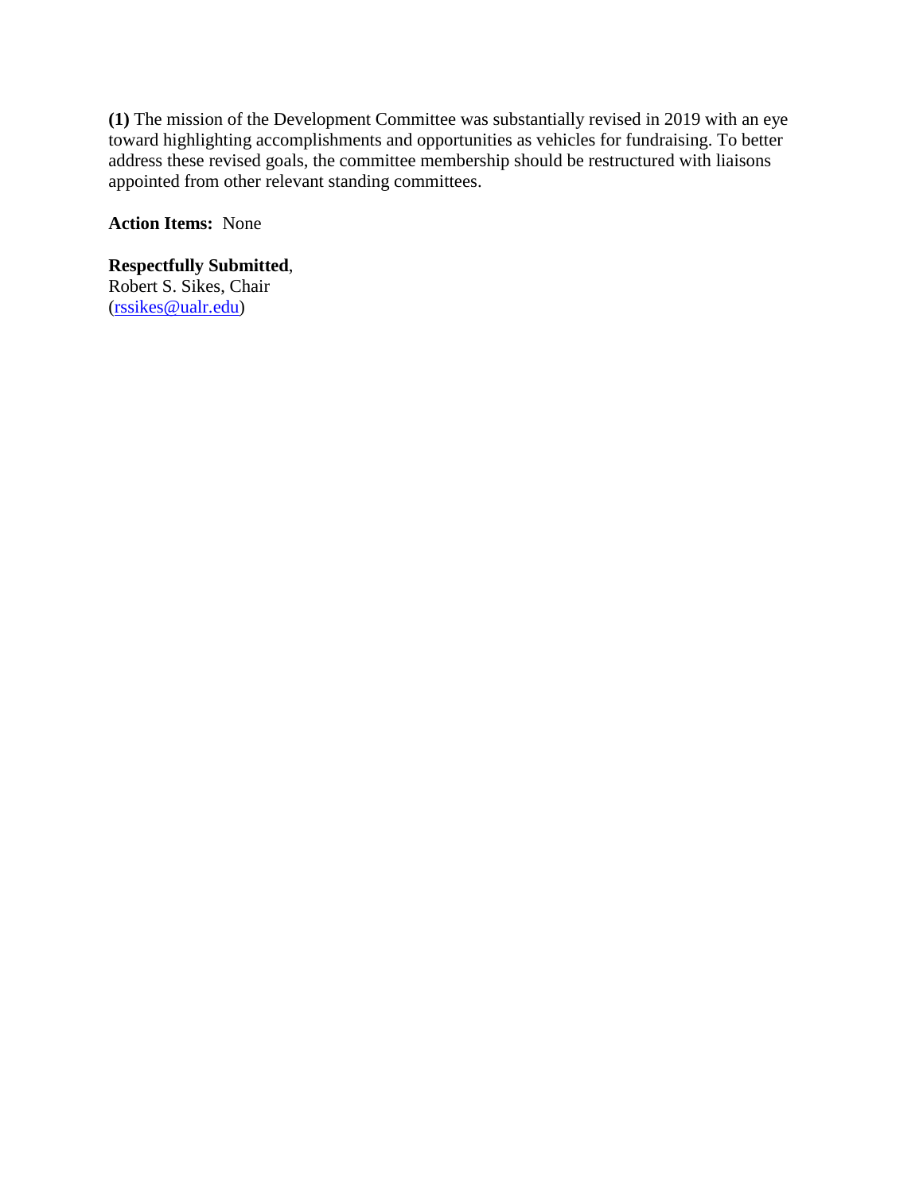**(1)** The mission of the Development Committee was substantially revised in 2019 with an eye toward highlighting accomplishments and opportunities as vehicles for fundraising. To better address these revised goals, the committee membership should be restructured with liaisons appointed from other relevant standing committees.

**Action Items:** None

**Respectfully Submitted**,
Robert S. Sikes, Chair
(rssikes@ualr.edu)